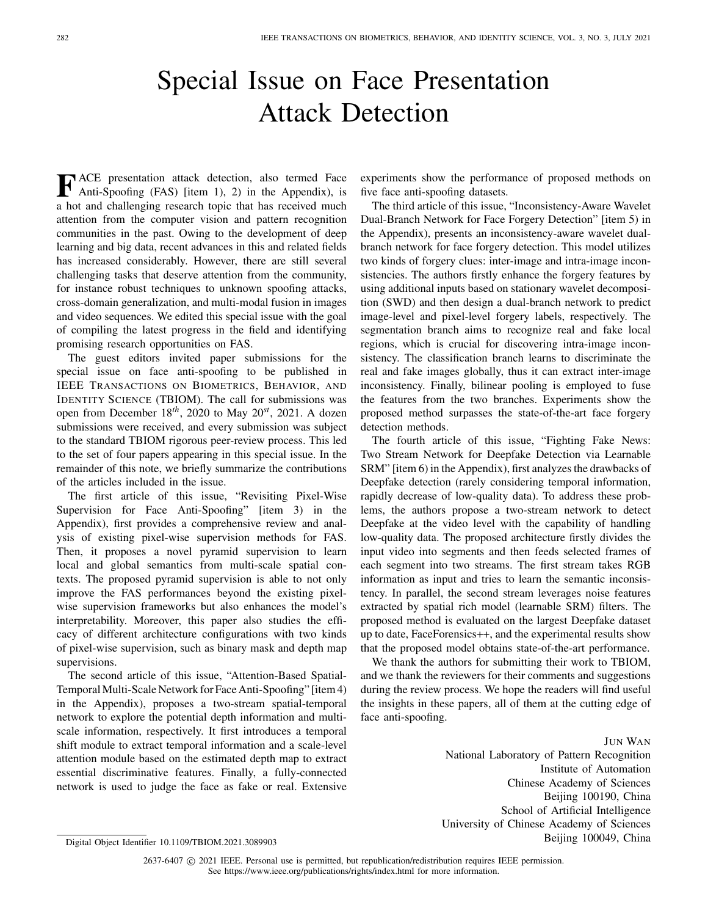# Special Issue on Face Presentation Attack Detection

FACE presentation attack detection, also termed Face Anti-Spoofing (FAS) [item 1), 2) in the Appendix), is a hot and challenging research topic that has received much attention from the computer vision and pattern recognition communities in the past. Owing to the development of deep learning and big data, recent advances in this and related fields has increased considerably. However, there are still several challenging tasks that deserve attention from the community, for instance robust techniques to unknown spoofing attacks, cross-domain generalization, and multi-modal fusion in images and video sequences. We edited this special issue with the goal of compiling the latest progress in the field and identifying promising research opportunities on FAS.

The guest editors invited paper submissions for the special issue on face anti-spoofing to be published in IEEE TRANSACTIONS ON BIOMETRICS, BEHAVIOR, AND IDENTITY SCIENCE (TBIOM). The call for submissions was open from December 18th, 2020 to May 20st, 2021. A dozen submissions were received, and every submission was subject to the standard TBIOM rigorous peer-review process. This led to the set of four papers appearing in this special issue. In the remainder of this note, we briefly summarize the contributions of the articles included in the issue.

The first article of this issue, "Revisiting Pixel-Wise Supervision for Face Anti-Spoofing" [item 3) in the Appendix), first provides a comprehensive review and analysis of existing pixel-wise supervision methods for FAS. Then, it proposes a novel pyramid supervision to learn local and global semantics from multi-scale spatial contexts. The proposed pyramid supervision is able to not only improve the FAS performances beyond the existing pixel-wise supervision frameworks but also enhances the model's interpretability. Moreover, this paper also studies the efficacy of different architecture configurations with two kinds of pixel-wise supervision, such as binary mask and depth map supervisions.

The second article of this issue, "Attention-Based Spatial-Temporal Multi-Scale Network for Face Anti-Spoofing" [item 4) in the Appendix), proposes a two-stream spatial-temporal network to explore the potential depth information and multi-scale information, respectively. It first introduces a temporal shift module to extract temporal information and a scale-level attention module based on the estimated depth map to extract essential discriminative features. Finally, a fully-connected network is used to judge the face as fake or real. Extensive experiments show the performance of proposed methods on five face anti-spoofing datasets.

The third article of this issue, "Inconsistency-Aware Wavelet Dual-Branch Network for Face Forgery Detection" [item 5) in the Appendix), presents an inconsistency-aware wavelet dual-branch network for face forgery detection. This model utilizes two kinds of forgery clues: inter-image and intra-image inconsistencies. The authors firstly enhance the forgery features by using additional inputs based on stationary wavelet decomposition (SWD) and then design a dual-branch network to predict image-level and pixel-level forgery labels, respectively. The segmentation branch aims to recognize real and fake local regions, which is crucial for discovering intra-image inconsistency. The classification branch learns to discriminate the real and fake images globally, thus it can extract inter-image inconsistency. Finally, bilinear pooling is employed to fuse the features from the two branches. Experiments show the proposed method surpasses the state-of-the-art face forgery detection methods.

The fourth article of this issue, "Fighting Fake News: Two Stream Network for Deepfake Detection via Learnable SRM" [item 6) in the Appendix), first analyzes the drawbacks of Deepfake detection (rarely considering temporal information, rapidly decrease of low-quality data). To address these problems, the authors propose a two-stream network to detect Deepfake at the video level with the capability of handling low-quality data. The proposed architecture firstly divides the input video into segments and then feeds selected frames of each segment into two streams. The first stream takes RGB information as input and tries to learn the semantic inconsistency. In parallel, the second stream leverages noise features extracted by spatial rich model (learnable SRM) filters. The proposed method is evaluated on the largest Deepfake dataset up to date, FaceForensics++, and the experimental results show that the proposed model obtains state-of-the-art performance.

We thank the authors for submitting their work to TBIOM, and we thank the reviewers for their comments and suggestions during the review process. We hope the readers will find useful the insights in these papers, all of them at the cutting edge of face anti-spoofing.

JUN WAN
National Laboratory of Pattern Recognition
Institute of Automation
Chinese Academy of Sciences
Beijing 100190, China
School of Artificial Intelligence
University of Chinese Academy of Sciences
Beijing 100049, China

Digital Object Identifier 10.1109/TBIOM.2021.3089903

2637-6407 © 2021 IEEE. Personal use is permitted, but republication/redistribution requires IEEE permission. See https://www.ieee.org/publications/rights/index.html for more information.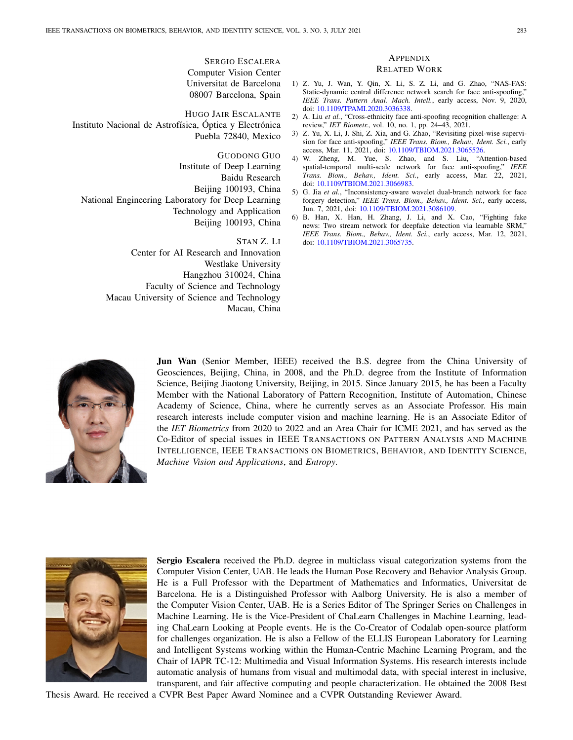SERGIO ESCALERA
Computer Vision Center
Universitat de Barcelona
08007 Barcelona, Spain

HUGO JAIR ESCALANTE
Instituto Nacional de Astrofísica, Óptica y Electrónica
Puebla 72840, Mexico

GUODONG GUO
Institute of Deep Learning
Baidu Research
Beijing 100193, China
National Engineering Laboratory for Deep Learning
Technology and Application
Beijing 100193, China

STAN Z. LI
Center for AI Research and Innovation
Westlake University
Hangzhou 310024, China
Faculty of Science and Technology
Macau University of Science and Technology
Macau, China

## APPENDIX
## RELATED WORK

1) Z. Yu, J. Wan, Y. Qin, X. Li, S. Z. Li, and G. Zhao, "NAS-FAS: Static-dynamic central difference network search for face anti-spoofing," *IEEE Trans. Pattern Anal. Mach. Intell.*, early access, Nov. 9, 2020, doi: 10.1109/TPAMI.2020.3036338.
2) A. Liu *et al.*, "Cross-ethnicity face anti-spoofing recognition challenge: A review," *IET Biometr.*, vol. 10, no. 1, pp. 24–43, 2021.
3) Z. Yu, X. Li, J. Shi, Z. Xia, and G. Zhao, "Revisiting pixel-wise supervision for face anti-spoofing," *IEEE Trans. Biom., Behav., Ident. Sci.*, early access, Mar. 11, 2021, doi: 10.1109/TBIOM.2021.3065526.
4) W. Zheng, M. Yue, S. Zhao, and S. Liu, "Attention-based spatial-temporal multi-scale network for face anti-spoofing," *IEEE Trans. Biom., Behav., Ident. Sci.*, early access, Mar. 22, 2021, doi: 10.1109/TBIOM.2021.3066983.
5) G. Jia *et al.*, "Inconsistency-aware wavelet dual-branch network for face forgery detection," *IEEE Trans. Biom., Behav., Ident. Sci.*, early access, Jun. 7, 2021, doi: 10.1109/TBIOM.2021.3086109.
6) B. Han, X. Han, H. Zhang, J. Li, and X. Cao, "Fighting fake news: Two stream network for deepfake detection via learnable SRM," *IEEE Trans. Biom., Behav., Ident. Sci.*, early access, Mar. 12, 2021, doi: 10.1109/TBIOM.2021.3065735.

**Jun Wan** (Senior Member, IEEE) received the B.S. degree from the China University of Geosciences, Beijing, China, in 2008, and the Ph.D. degree from the Institute of Information Science, Beijing Jiaotong University, Beijing, in 2015. Since January 2015, he has been a Faculty Member with the National Laboratory of Pattern Recognition, Institute of Automation, Chinese Academy of Science, China, where he currently serves as an Associate Professor. His main research interests include computer vision and machine learning. He is an Associate Editor of the *IET Biometrics* from 2020 to 2022 and an Area Chair for ICME 2021, and has served as the Co-Editor of special issues in IEEE TRANSACTIONS ON PATTERN ANALYSIS AND MACHINE INTELLIGENCE, IEEE TRANSACTIONS ON BIOMETRICS, BEHAVIOR, AND IDENTITY SCIENCE, *Machine Vision and Applications*, and *Entropy*.

**Sergio Escalera** received the Ph.D. degree in multiclass visual categorization systems from the Computer Vision Center, UAB. He leads the Human Pose Recovery and Behavior Analysis Group. He is a Full Professor with the Department of Mathematics and Informatics, Universitat de Barcelona. He is a Distinguished Professor with Aalborg University. He is also a member of the Computer Vision Center, UAB. He is a Series Editor of The Springer Series on Challenges in Machine Learning. He is the Vice-President of ChaLearn Challenges in Machine Learning, leading ChaLearn Looking at People events. He is the Co-Creator of Codalab open-source platform for challenges organization. He is also a Fellow of the ELLIS European Laboratory for Learning and Intelligent Systems working within the Human-Centric Machine Learning Program, and the Chair of IAPR TC-12: Multimedia and Visual Information Systems. His research interests include automatic analysis of humans from visual and multimodal data, with special interest in inclusive, transparent, and fair affective computing and people characterization. He obtained the 2008 Best Thesis Award. He received a CVPR Best Paper Award Nominee and a CVPR Outstanding Reviewer Award.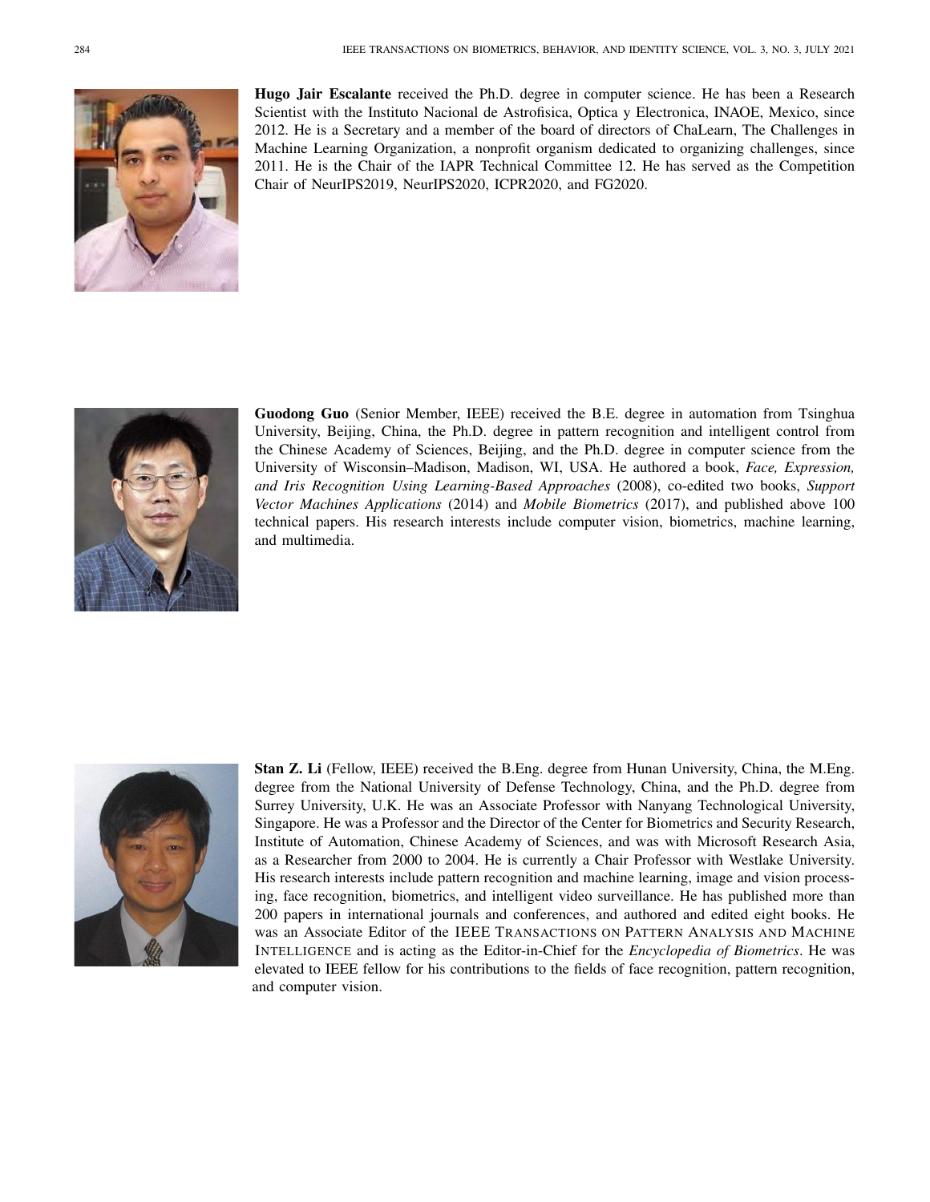**Hugo Jair Escalante** received the Ph.D. degree in computer science. He has been a Research Scientist with the Instituto Nacional de Astrofisica, Optica y Electronica, INAOE, Mexico, since 2012. He is a Secretary and a member of the board of directors of ChaLearn, The Challenges in Machine Learning Organization, a nonprofit organism dedicated to organizing challenges, since 2011. He is the Chair of the IAPR Technical Committee 12. He has served as the Competition Chair of NeurIPS2019, NeurIPS2020, ICPR2020, and FG2020.

**Guodong Guo** (Senior Member, IEEE) received the B.E. degree in automation from Tsinghua University, Beijing, China, the Ph.D. degree in pattern recognition and intelligent control from the Chinese Academy of Sciences, Beijing, and the Ph.D. degree in computer science from the University of Wisconsin–Madison, Madison, WI, USA. He authored a book, *Face, Expression, and Iris Recognition Using Learning-Based Approaches* (2008), co-edited two books, *Support Vector Machines Applications* (2014) and *Mobile Biometrics* (2017), and published above 100 technical papers. His research interests include computer vision, biometrics, machine learning, and multimedia.

**Stan Z. Li** (Fellow, IEEE) received the B.Eng. degree from Hunan University, China, the M.Eng. degree from the National University of Defense Technology, China, and the Ph.D. degree from Surrey University, U.K. He was an Associate Professor with Nanyang Technological University, Singapore. He was a Professor and the Director of the Center for Biometrics and Security Research, Institute of Automation, Chinese Academy of Sciences, and was with Microsoft Research Asia, as a Researcher from 2000 to 2004. He is currently a Chair Professor with Westlake University. His research interests include pattern recognition and machine learning, image and vision processing, face recognition, biometrics, and intelligent video surveillance. He has published more than 200 papers in international journals and conferences, and authored and edited eight books. He was an Associate Editor of the IEEE Transactions on Pattern Analysis and Machine Intelligence and is acting as the Editor-in-Chief for the *Encyclopedia of Biometrics*. He was elevated to IEEE fellow for his contributions to the fields of face recognition, pattern recognition, and computer vision.